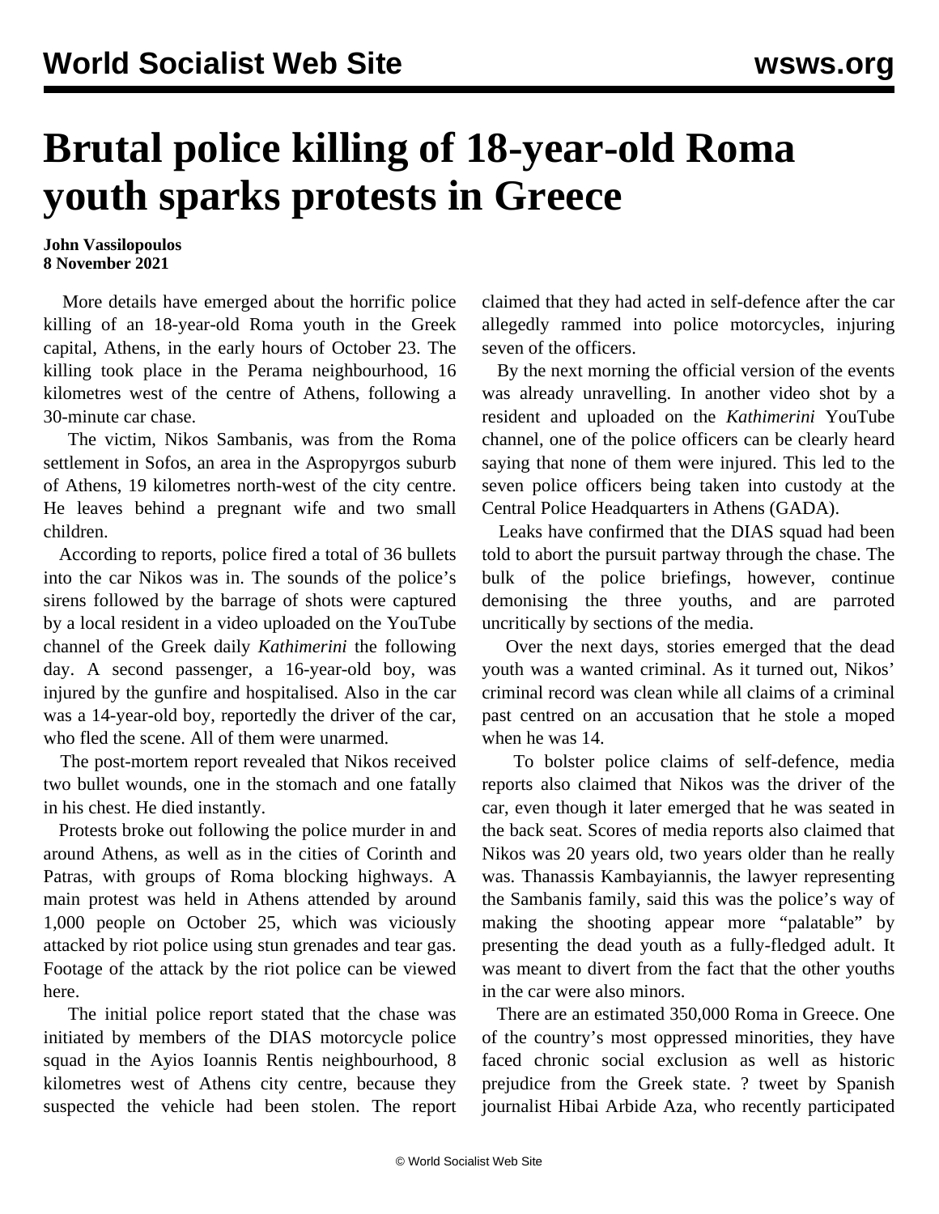# Brutal police killing of 18-year-old Roma youth sparks protests in Greece

**John Vassilopoulos**
**8 November 2021**

More details have emerged about the horrific police killing of an 18-year-old Roma youth in the Greek capital, Athens, in the early hours of October 23. The killing took place in the Perama neighbourhood, 16 kilometres west of the centre of Athens, following a 30-minute car chase.

The victim, Nikos Sambanis, was from the Roma settlement in Sofos, an area in the Aspropyrgos suburb of Athens, 19 kilometres north-west of the city centre. He leaves behind a pregnant wife and two small children.

According to reports, police fired a total of 36 bullets into the car Nikos was in. The sounds of the police's sirens followed by the barrage of shots were captured by a local resident in a video uploaded on the YouTube channel of the Greek daily *Kathimerini* the following day. A second passenger, a 16-year-old boy, was injured by the gunfire and hospitalised. Also in the car was a 14-year-old boy, reportedly the driver of the car, who fled the scene. All of them were unarmed.

The post-mortem report revealed that Nikos received two bullet wounds, one in the stomach and one fatally in his chest. He died instantly.

Protests broke out following the police murder in and around Athens, as well as in the cities of Corinth and Patras, with groups of Roma blocking highways. A main protest was held in Athens attended by around 1,000 people on October 25, which was viciously attacked by riot police using stun grenades and tear gas. Footage of the attack by the riot police can be viewed here.

The initial police report stated that the chase was initiated by members of the DIAS motorcycle police squad in the Ayios Ioannis Rentis neighbourhood, 8 kilometres west of Athens city centre, because they suspected the vehicle had been stolen. The report claimed that they had acted in self-defence after the car allegedly rammed into police motorcycles, injuring seven of the officers.

By the next morning the official version of the events was already unravelling. In another video shot by a resident and uploaded on the *Kathimerini* YouTube channel, one of the police officers can be clearly heard saying that none of them were injured. This led to the seven police officers being taken into custody at the Central Police Headquarters in Athens (GADA).

Leaks have confirmed that the DIAS squad had been told to abort the pursuit partway through the chase. The bulk of the police briefings, however, continue demonising the three youths, and are parroted uncritically by sections of the media.

Over the next days, stories emerged that the dead youth was a wanted criminal. As it turned out, Nikos' criminal record was clean while all claims of a criminal past centred on an accusation that he stole a moped when he was 14.

To bolster police claims of self-defence, media reports also claimed that Nikos was the driver of the car, even though it later emerged that he was seated in the back seat. Scores of media reports also claimed that Nikos was 20 years old, two years older than he really was. Thanassis Kambayiannis, the lawyer representing the Sambanis family, said this was the police's way of making the shooting appear more "palatable" by presenting the dead youth as a fully-fledged adult. It was meant to divert from the fact that the other youths in the car were also minors.

There are an estimated 350,000 Roma in Greece. One of the country's most oppressed minorities, they have faced chronic social exclusion as well as historic prejudice from the Greek state. ? tweet by Spanish journalist Hibai Arbide Aza, who recently participated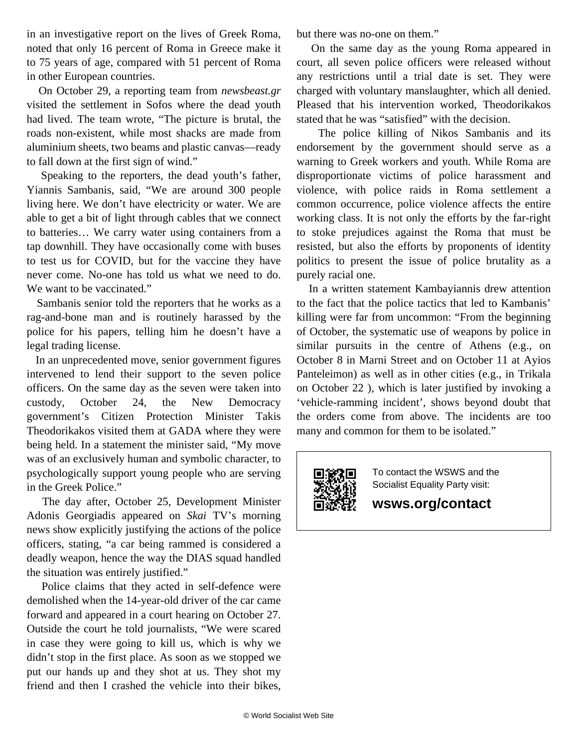in an investigative report on the lives of Greek Roma, noted that only 16 percent of Roma in Greece make it to 75 years of age, compared with 51 percent of Roma in other European countries.

On October 29, a reporting team from *newsbeast.gr* visited the settlement in Sofos where the dead youth had lived. The team wrote, "The picture is brutal, the roads non-existent, while most shacks are made from aluminium sheets, two beams and plastic canvas—ready to fall down at the first sign of wind."

Speaking to the reporters, the dead youth's father, Yiannis Sambanis, said, "We are around 300 people living here. We don't have electricity or water. We are able to get a bit of light through cables that we connect to batteries… We carry water using containers from a tap downhill. They have occasionally come with buses to test us for COVID, but for the vaccine they have never come. No-one has told us what we need to do. We want to be vaccinated."

Sambanis senior told the reporters that he works as a rag-and-bone man and is routinely harassed by the police for his papers, telling him he doesn't have a legal trading license.

In an unprecedented move, senior government figures intervened to lend their support to the seven police officers. On the same day as the seven were taken into custody, October 24, the New Democracy government's Citizen Protection Minister Takis Theodorikakos visited them at GADA where they were being held. In a statement the minister said, "My move was of an exclusively human and symbolic character, to psychologically support young people who are serving in the Greek Police."

The day after, October 25, Development Minister Adonis Georgiadis appeared on *Skai* TV's morning news show explicitly justifying the actions of the police officers, stating, "a car being rammed is considered a deadly weapon, hence the way the DIAS squad handled the situation was entirely justified."

Police claims that they acted in self-defence were demolished when the 14-year-old driver of the car came forward and appeared in a court hearing on October 27. Outside the court he told journalists, "We were scared in case they were going to kill us, which is why we didn't stop in the first place. As soon as we stopped we put our hands up and they shot at us. They shot my friend and then I crashed the vehicle into their bikes, but there was no-one on them."

On the same day as the young Roma appeared in court, all seven police officers were released without any restrictions until a trial date is set. They were charged with voluntary manslaughter, which all denied. Pleased that his intervention worked, Theodorikakos stated that he was "satisfied" with the decision.

The police killing of Nikos Sambanis and its endorsement by the government should serve as a warning to Greek workers and youth. While Roma are disproportionate victims of police harassment and violence, with police raids in Roma settlement a common occurrence, police violence affects the entire working class. It is not only the efforts by the far-right to stoke prejudices against the Roma that must be resisted, but also the efforts by proponents of identity politics to present the issue of police brutality as a purely racial one.

In a written statement Kambayiannis drew attention to the fact that the police tactics that led to Kambanis' killing were far from uncommon: "From the beginning of October, the systematic use of weapons by police in similar pursuits in the centre of Athens (e.g., on October 8 in Marni Street and on October 11 at Ayios Panteleimon) as well as in other cities (e.g., in Trikala on October 22 ), which is later justified by invoking a 'vehicle-ramming incident', shows beyond doubt that the orders come from above. The incidents are too many and common for them to be isolated."

To contact the WSWS and the Socialist Equality Party visit:

**wsws.org/contact**